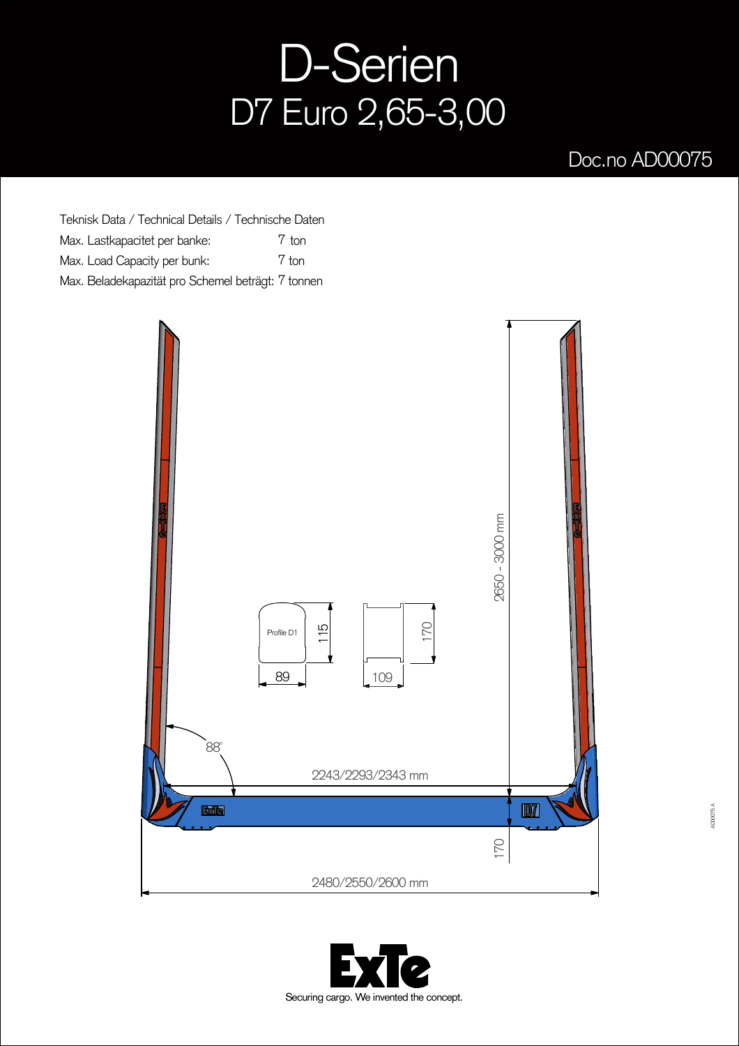# D-Serien

## D7 Euro 2,65-3,00

Doc.no AD00075

Teknisk Data / Technical Details / Technische Daten

Max. Lastkapacitet per banke: 7 ton

Max. Load Capacity per bunk: 7 ton

Max. Beladekapazität pro Schemel beträgt: 7 tonnen

2650 - 3000 mm

Profile D1

115

89

170

109

88°

2243/2293/2343 mm

170

2480/2550/2600 mm

ExTe

Securing cargo. We invented the concept.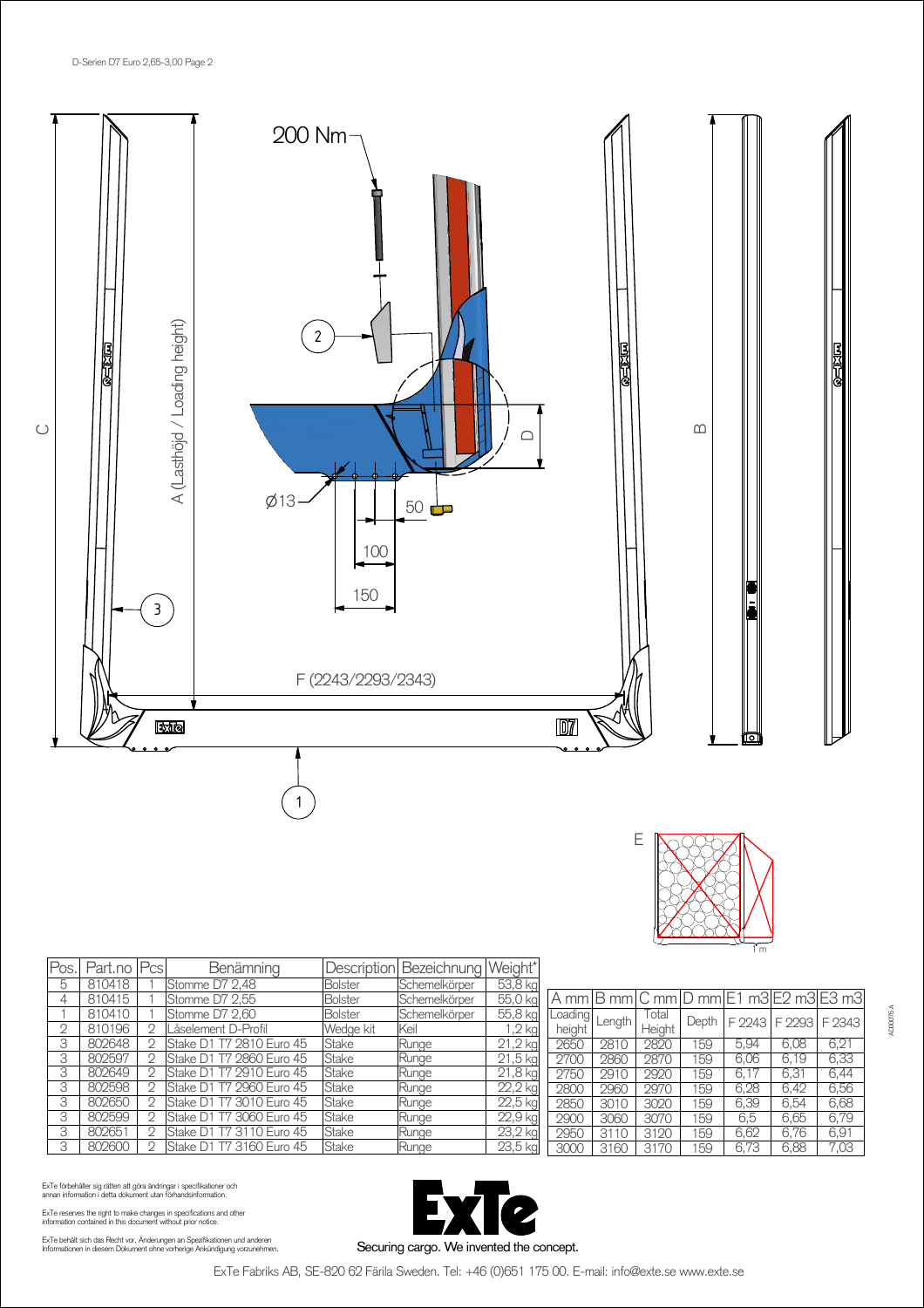200 Nm

A (Lasthöjd / Loading height)

C

B

D

Ø13

50

100

150

F (2243/2293/2343)

E

1 m

| Pos. | Part.no | Pcs | Benämning | Description | Bezeichnung | Weight* |
|---|---|---|---|---|---|---|
| 5 | 810418 | 1 | Stomme D7 2,48 | Bolster | Schemelkörper | 53,8 kg |
| 4 | 810415 | 1 | Stomme D7 2,55 | Bolster | Schemelkörper | 55,0 kg |
| 1 | 810410 | 1 | Stomme D7 2,60 | Bolster | Schemelkörper | 55,8 kg |
| 2 | 810196 | 2 | Låselement D-Profil | Wedge kit | Keil | 1,2 kg |
| 3 | 802648 | 2 | Stake D1 T7 2810 Euro 45 | Stake | Runge | 21,2 kg |
| 3 | 802597 | 2 | Stake D1 T7 2860 Euro 45 | Stake | Runge | 21,5 kg |
| 3 | 802649 | 2 | Stake D1 T7 2910 Euro 45 | Stake | Runge | 21,8 kg |
| 3 | 802598 | 2 | Stake D1 T7 2960 Euro 45 | Stake | Runge | 22,2 kg |
| 3 | 802650 | 2 | Stake D1 T7 3010 Euro 45 | Stake | Runge | 22,5 kg |
| 3 | 802599 | 2 | Stake D1 T7 3060 Euro 45 | Stake | Runge | 22,9 kg |
| 3 | 802651 | 2 | Stake D1 T7 3110 Euro 45 | Stake | Runge | 23,2 kg |
| 3 | 802600 | 2 | Stake D1 T7 3160 Euro 45 | Stake | Runge | 23,5 kg |

| A mm | B mm | C mm | D mm | E1 m3 | E2 m3 | E3 m3 |
|---|---|---|---|---|---|---|
| Loading height | Length | Total Height | Depth | F 2243 | F 2293 | F 2343 |
| 2650 | 2810 | 2820 | 159 | 5,94 | 6,08 | 6,21 |
| 2700 | 2860 | 2870 | 159 | 6,06 | 6,19 | 6,33 |
| 2750 | 2910 | 2920 | 159 | 6,17 | 6,31 | 6,44 |
| 2800 | 2960 | 2970 | 159 | 6,28 | 6,42 | 6,56 |
| 2850 | 3010 | 3020 | 159 | 6,39 | 6,54 | 6,68 |
| 2900 | 3060 | 3070 | 159 | 6,5 | 6,65 | 6,79 |
| 2950 | 3110 | 3120 | 159 | 6,62 | 6,76 | 6,91 |
| 3000 | 3160 | 3170 | 159 | 6,73 | 6,88 | 7,03 |

A00075 A

ExTe förbehåller sig rätten att göra ändringar i specifikationer och annan information i detta dokument utan förhandsinformation.

ExTe reserves the right to make changes in specifications and other information contained in this document without prior notice.

ExTe behält sich das Recht vor, Änderungen an Spezifikationen und anderen Informationen in diesem Dokument ohne vorherige Ankündigung vorzunehmen.

Securing cargo. We invented the concept.

ExTe Fabriks AB, SE-820 62 Färila Sweden. Tel: +46 (0)651 175 00. E-mail: info@exte.se www.exte.se